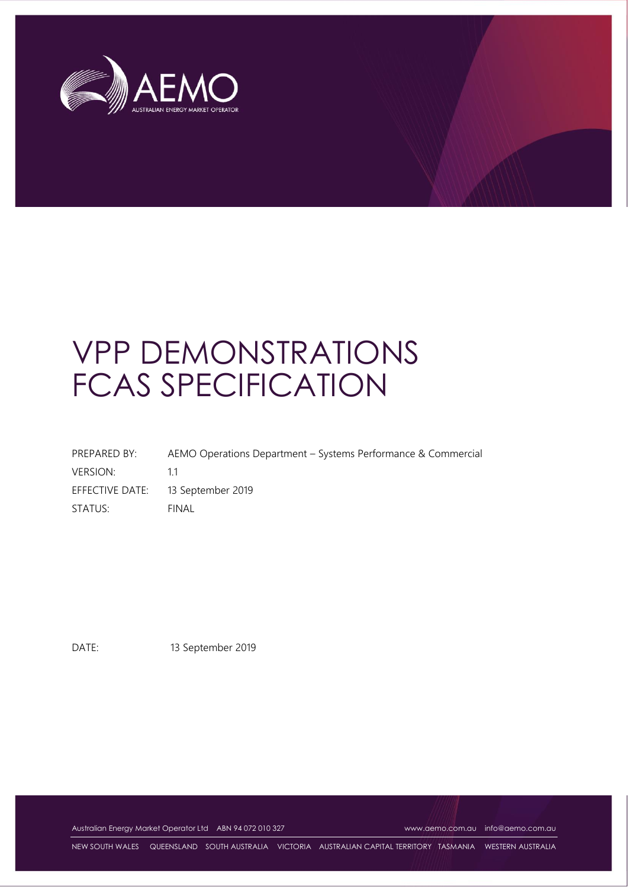# VPP DEMONSTRATIONS FCAS SPECIFICATION

| | |
|---|---|
| PREPARED BY: | AEMO Operations Department – Systems Performance & Commercial |
| VERSION: | 1.1 |
| EFFECTIVE DATE: | 13 September 2019 |
| STATUS: | FINAL |

DATE: 13 September 2019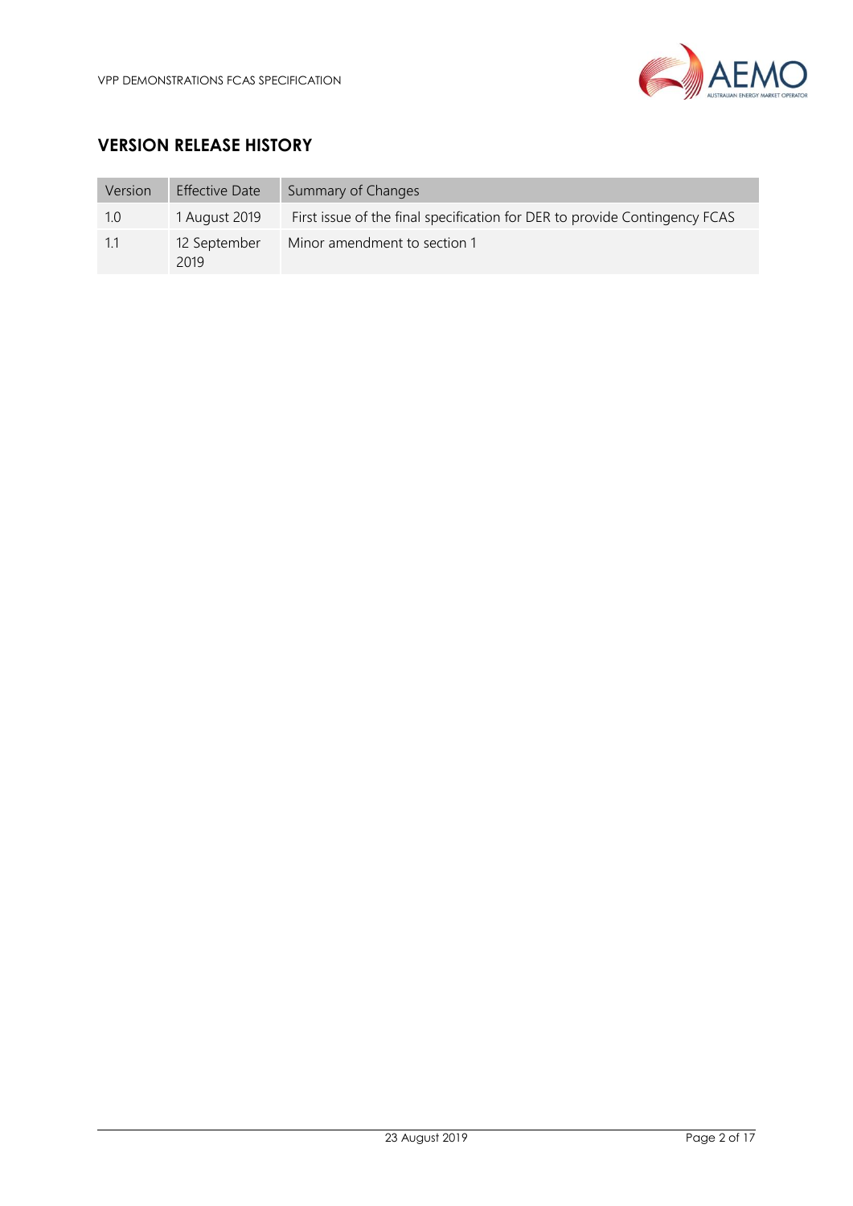## VERSION RELEASE HISTORY

| Version | Effective Date | Summary of Changes |
| --- | --- | --- |
| 1.0 | 1 August 2019 | First issue of the final specification for DER to provide Contingency FCAS |
| 1.1 | 12 September 2019 | Minor amendment to section 1 |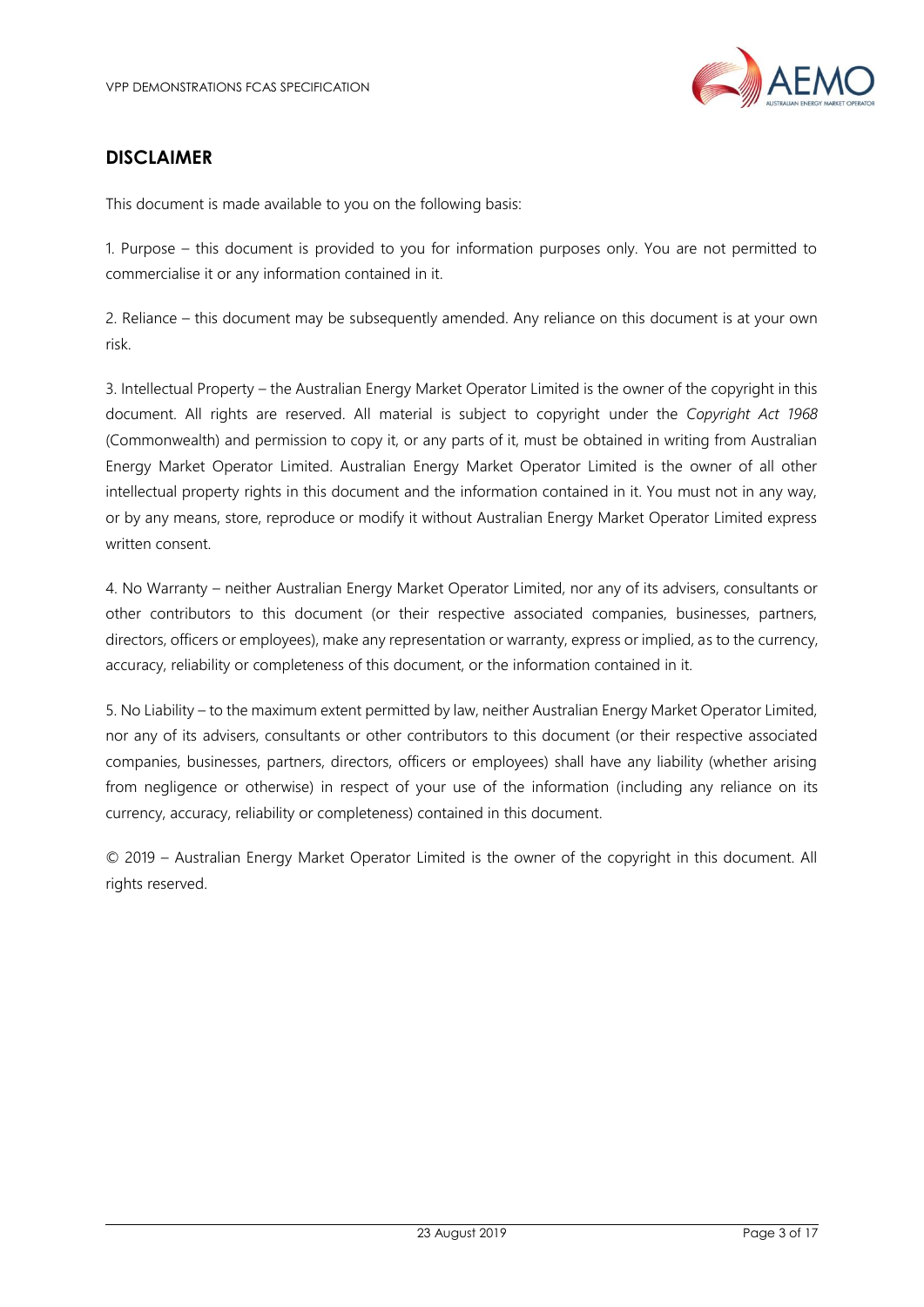## DISCLAIMER

This document is made available to you on the following basis:

1. Purpose – this document is provided to you for information purposes only. You are not permitted to commercialise it or any information contained in it.

2. Reliance – this document may be subsequently amended. Any reliance on this document is at your own risk.

3. Intellectual Property – the Australian Energy Market Operator Limited is the owner of the copyright in this document. All rights are reserved. All material is subject to copyright under the *Copyright Act 1968* (Commonwealth) and permission to copy it, or any parts of it, must be obtained in writing from Australian Energy Market Operator Limited. Australian Energy Market Operator Limited is the owner of all other intellectual property rights in this document and the information contained in it. You must not in any way, or by any means, store, reproduce or modify it without Australian Energy Market Operator Limited express written consent.

4. No Warranty – neither Australian Energy Market Operator Limited, nor any of its advisers, consultants or other contributors to this document (or their respective associated companies, businesses, partners, directors, officers or employees), make any representation or warranty, express or implied, as to the currency, accuracy, reliability or completeness of this document, or the information contained in it.

5. No Liability – to the maximum extent permitted by law, neither Australian Energy Market Operator Limited, nor any of its advisers, consultants or other contributors to this document (or their respective associated companies, businesses, partners, directors, officers or employees) shall have any liability (whether arising from negligence or otherwise) in respect of your use of the information (including any reliance on its currency, accuracy, reliability or completeness) contained in this document.

© 2019 – Australian Energy Market Operator Limited is the owner of the copyright in this document. All rights reserved.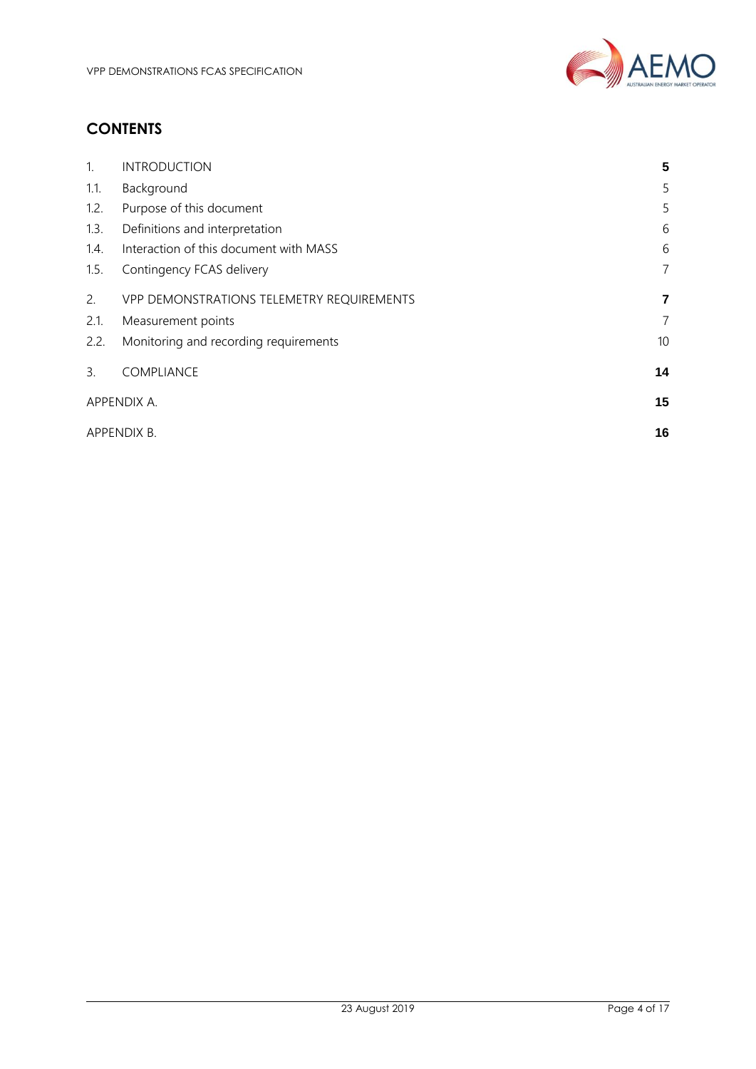## CONTENTS

| | | |
|---|---|---|
| 1. | INTRODUCTION | **5** |
| 1.1. | Background | 5 |
| 1.2. | Purpose of this document | 5 |
| 1.3. | Definitions and interpretation | 6 |
| 1.4. | Interaction of this document with MASS | 6 |
| 1.5. | Contingency FCAS delivery | 7 |
| 2. | VPP DEMONSTRATIONS TELEMETRY REQUIREMENTS | **7** |
| 2.1. | Measurement points | 7 |
| 2.2. | Monitoring and recording requirements | 10 |
| 3. | COMPLIANCE | **14** |
| APPENDIX A. | | **15** |
| APPENDIX B. | | **16** |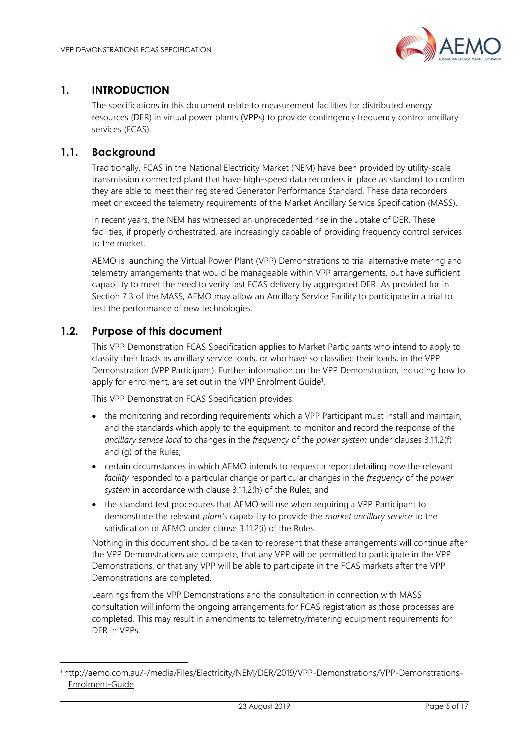# 1. INTRODUCTION

The specifications in this document relate to measurement facilities for distributed energy resources (DER) in virtual power plants (VPPs) to provide contingency frequency control ancillary services (FCAS).

## 1.1. Background

Traditionally, FCAS in the National Electricity Market (NEM) have been provided by utility-scale transmission connected plant that have high-speed data recorders in place as standard to confirm they are able to meet their registered Generator Performance Standard. These data recorders meet or exceed the telemetry requirements of the Market Ancillary Service Specification (MASS).

In recent years, the NEM has witnessed an unprecedented rise in the uptake of DER. These facilities, if properly orchestrated, are increasingly capable of providing frequency control services to the market.

AEMO is launching the Virtual Power Plant (VPP) Demonstrations to trial alternative metering and telemetry arrangements that would be manageable within VPP arrangements, but have sufficient capability to meet the need to verify fast FCAS delivery by aggregated DER. As provided for in Section 7.3 of the MASS, AEMO may allow an Ancillary Service Facility to participate in a trial to test the performance of new technologies.

## 1.2. Purpose of this document

This VPP Demonstration FCAS Specification applies to Market Participants who intend to apply to classify their loads as ancillary service loads, or who have so classified their loads, in the VPP Demonstration (VPP Participant). Further information on the VPP Demonstration, including how to apply for enrolment, are set out in the VPP Enrolment Guide[1].

This VPP Demonstration FCAS Specification provides:

- the monitoring and recording requirements which a VPP Participant must install and maintain, and the standards which apply to the equipment, to monitor and record the response of the *ancillary service load* to changes in the *frequency* of the *power system* under clauses 3.11.2(f) and (g) of the Rules;
- certain circumstances in which AEMO intends to request a report detailing how the relevant *facility* responded to a particular change or particular changes in the *frequency* of the *power system* in accordance with clause 3.11.2(h) of the Rules; and
- the standard test procedures that AEMO will use when requiring a VPP Participant to demonstrate the relevant *plant's* capability to provide the *market ancillary service* to the satisfication of AEMO under clause 3.11.2(i) of the Rules.

Nothing in this document should be taken to represent that these arrangements will continue after the VPP Demonstrations are complete, that any VPP will be permitted to participate in the VPP Demonstrations, or that any VPP will be able to participate in the FCAS markets after the VPP Demonstrations are completed.

Learnings from the VPP Demonstrations and the consultation in connection with MASS consultation will inform the ongoing arrangements for FCAS registration as those processes are completed. This may result in amendments to telemetry/metering equipment requirements for DER in VPPs.

[1] http://aemo.com.au/-/media/Files/Electricity/NEM/DER/2019/VPP-Demonstrations/VPP-Demonstrations-Enrolment-Guide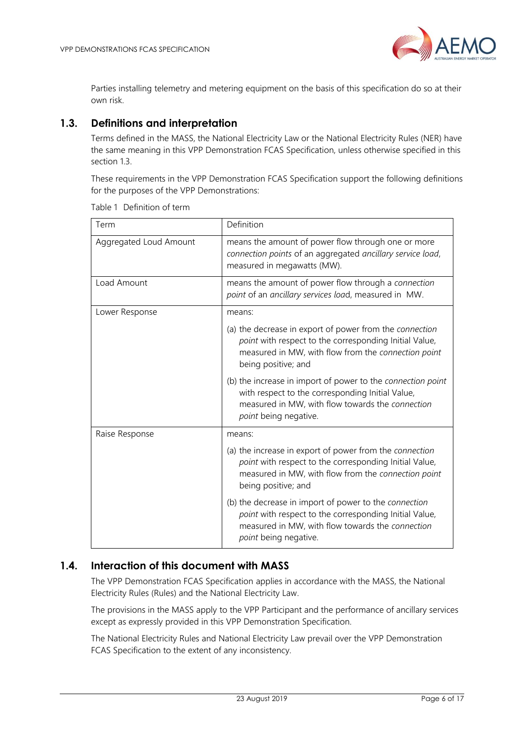Parties installing telemetry and metering equipment on the basis of this specification do so at their own risk.

## 1.3. Definitions and interpretation

Terms defined in the MASS, the National Electricity Law or the National Electricity Rules (NER) have the same meaning in this VPP Demonstration FCAS Specification, unless otherwise specified in this section 1.3.

These requirements in the VPP Demonstration FCAS Specification support the following definitions for the purposes of the VPP Demonstrations:

Table 1 Definition of term

| Term | Definition |
| --- | --- |
| Aggregated Loud Amount | means the amount of power flow through one or more *connection points* of an aggregated *ancillary service load*, measured in megawatts (MW). |
| Load Amount | means the amount of power flow through a *connection point* of an *ancillary services load*, measured in MW. |
| Lower Response | means:<br>(a) the decrease in export of power from the *connection point* with respect to the corresponding Initial Value, measured in MW, with flow from the *connection point* being positive; and<br>(b) the increase in import of power to the *connection point* with respect to the corresponding Initial Value, measured in MW, with flow towards the *connection point* being negative. |
| Raise Response | means:<br>(a) the increase in export of power from the *connection point* with respect to the corresponding Initial Value, measured in MW, with flow from the *connection point* being positive; and<br>(b) the decrease in import of power to the *connection point* with respect to the corresponding Initial Value, measured in MW, with flow towards the *connection point* being negative. |

## 1.4. Interaction of this document with MASS

The VPP Demonstration FCAS Specification applies in accordance with the MASS, the National Electricity Rules (Rules) and the National Electricity Law.

The provisions in the MASS apply to the VPP Participant and the performance of ancillary services except as expressly provided in this VPP Demonstration Specification.

The National Electricity Rules and National Electricity Law prevail over the VPP Demonstration FCAS Specification to the extent of any inconsistency.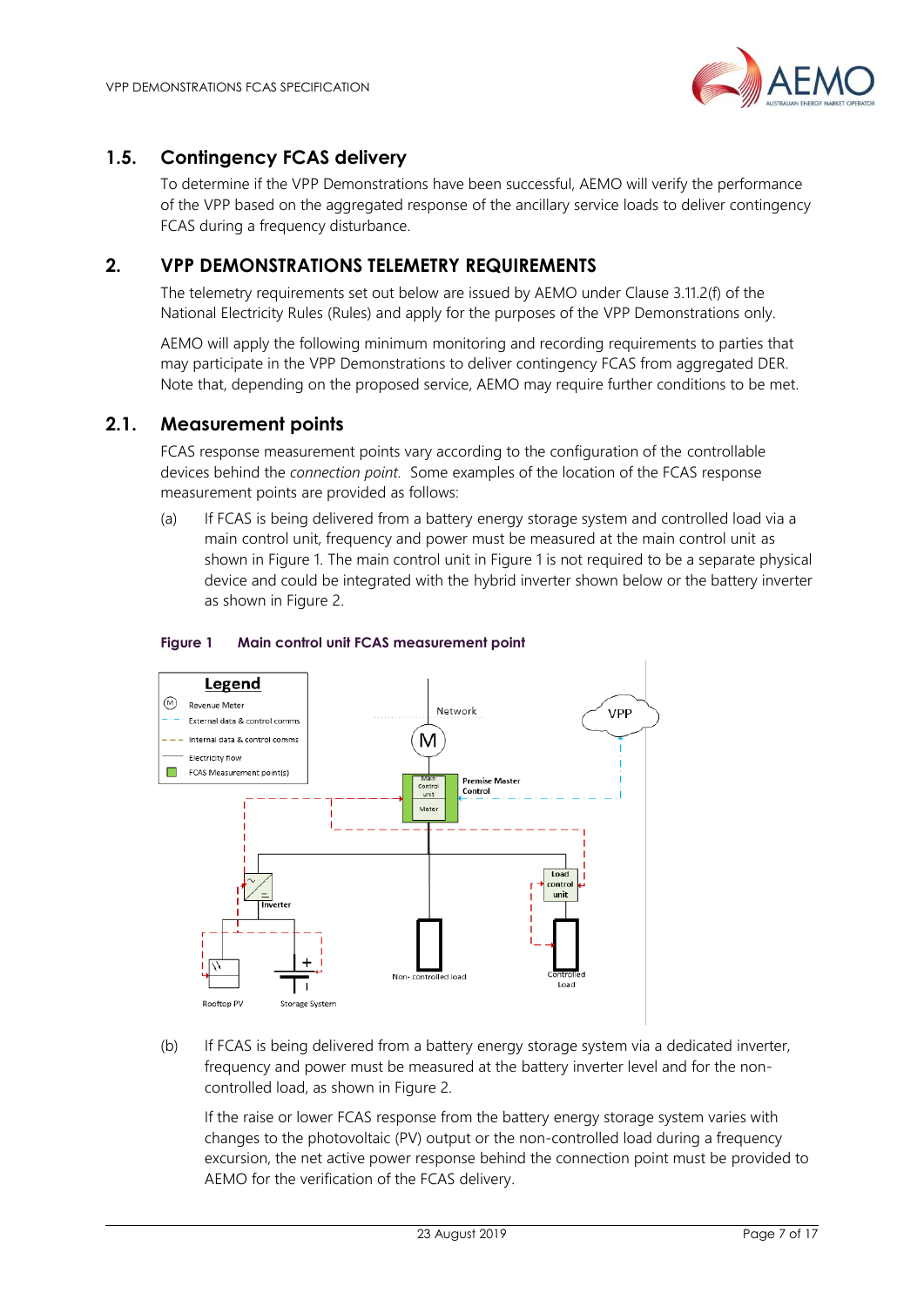## 1.5. Contingency FCAS delivery

To determine if the VPP Demonstrations have been successful, AEMO will verify the performance of the VPP based on the aggregated response of the ancillary service loads to deliver contingency FCAS during a frequency disturbance.

# 2. VPP DEMONSTRATIONS TELEMETRY REQUIREMENTS

The telemetry requirements set out below are issued by AEMO under Clause 3.11.2(f) of the National Electricity Rules (Rules) and apply for the purposes of the VPP Demonstrations only.

AEMO will apply the following minimum monitoring and recording requirements to parties that may participate in the VPP Demonstrations to deliver contingency FCAS from aggregated DER. Note that, depending on the proposed service, AEMO may require further conditions to be met.

## 2.1. Measurement points

FCAS response measurement points vary according to the configuration of the controllable devices behind the *connection point*. Some examples of the location of the FCAS response measurement points are provided as follows:

(a) If FCAS is being delivered from a battery energy storage system and controlled load via a main control unit, frequency and power must be measured at the main control unit as shown in Figure 1. The main control unit in Figure 1 is not required to be a separate physical device and could be integrated with the hybrid inverter shown below or the battery inverter as shown in Figure 2.

**Figure 1 Main control unit FCAS measurement point**

(b) If FCAS is being delivered from a battery energy storage system via a dedicated inverter, frequency and power must be measured at the battery inverter level and for the non-controlled load, as shown in Figure 2.

If the raise or lower FCAS response from the battery energy storage system varies with changes to the photovoltaic (PV) output or the non-controlled load during a frequency excursion, the net active power response behind the connection point must be provided to AEMO for the verification of the FCAS delivery.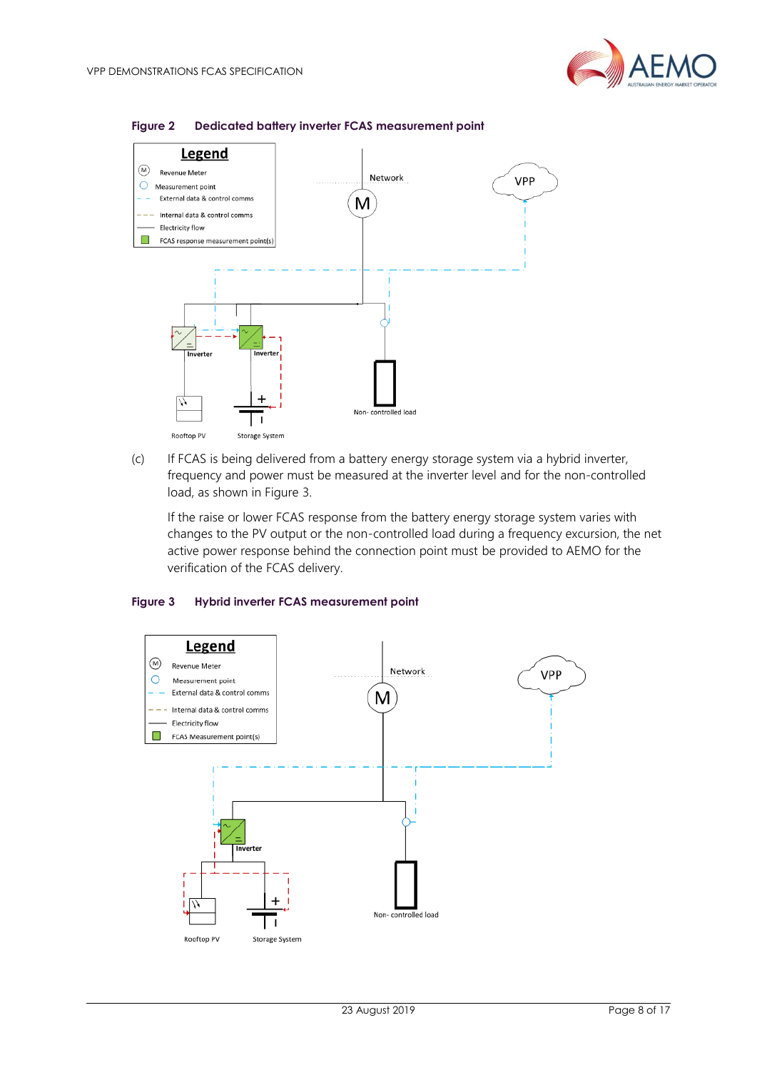**Figure 2 Dedicated battery inverter FCAS measurement point**

(c) If FCAS is being delivered from a battery energy storage system via a hybrid inverter, frequency and power must be measured at the inverter level and for the non-controlled load, as shown in Figure 3.

If the raise or lower FCAS response from the battery energy storage system varies with changes to the PV output or the non-controlled load during a frequency excursion, the net active power response behind the connection point must be provided to AEMO for the verification of the FCAS delivery.

**Figure 3 Hybrid inverter FCAS measurement point**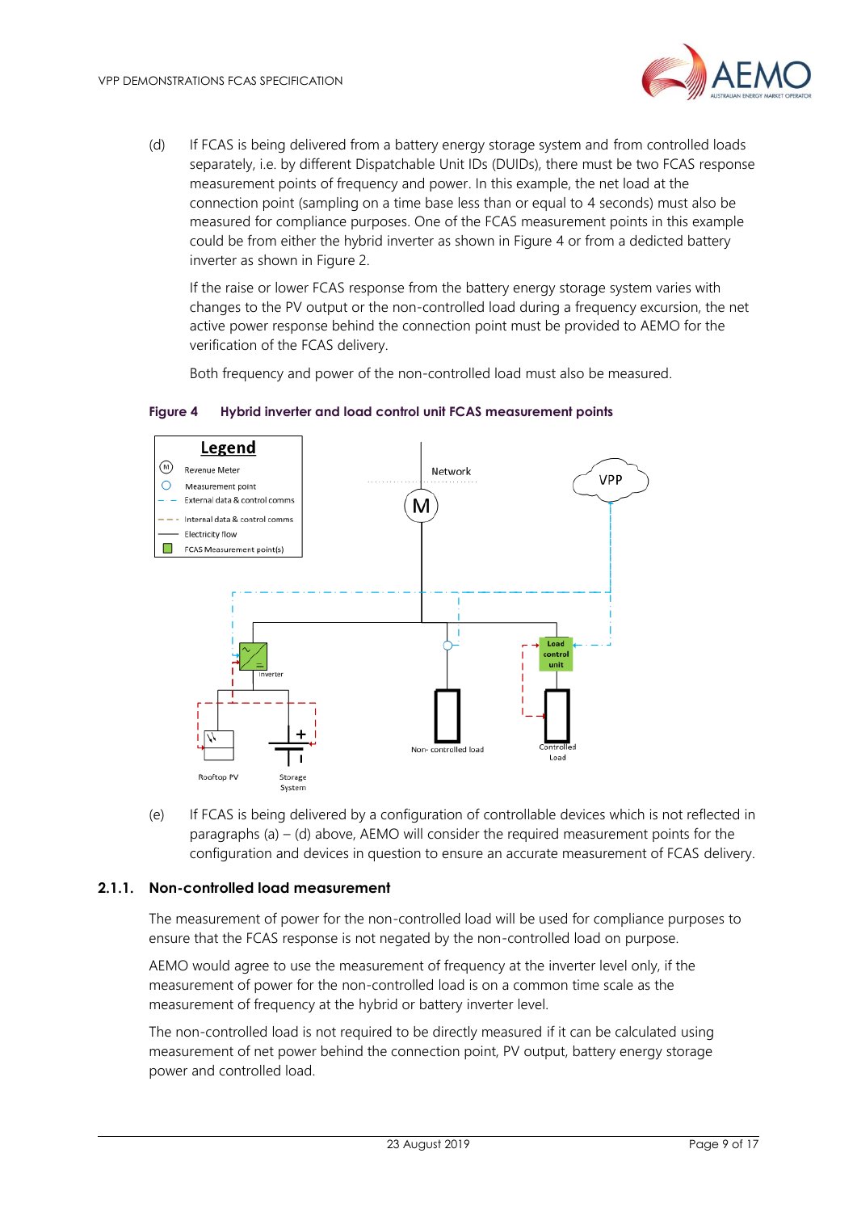(d) If FCAS is being delivered from a battery energy storage system and from controlled loads separately, i.e. by different Dispatchable Unit IDs (DUIDs), there must be two FCAS response measurement points of frequency and power. In this example, the net load at the connection point (sampling on a time base less than or equal to 4 seconds) must also be measured for compliance purposes. One of the FCAS measurement points in this example could be from either the hybrid inverter as shown in Figure 4 or from a dedicted battery inverter as shown in Figure 2.

If the raise or lower FCAS response from the battery energy storage system varies with changes to the PV output or the non-controlled load during a frequency excursion, the net active power response behind the connection point must be provided to AEMO for the verification of the FCAS delivery.

Both frequency and power of the non-controlled load must also be measured.

**Figure 4 Hybrid inverter and load control unit FCAS measurement points**

(e) If FCAS is being delivered by a configuration of controllable devices which is not reflected in paragraphs (a) – (d) above, AEMO will consider the required measurement points for the configuration and devices in question to ensure an accurate measurement of FCAS delivery.

### 2.1.1. Non-controlled load measurement

The measurement of power for the non-controlled load will be used for compliance purposes to ensure that the FCAS response is not negated by the non-controlled load on purpose.

AEMO would agree to use the measurement of frequency at the inverter level only, if the measurement of power for the non-controlled load is on a common time scale as the measurement of frequency at the hybrid or battery inverter level.

The non-controlled load is not required to be directly measured if it can be calculated using measurement of net power behind the connection point, PV output, battery energy storage power and controlled load.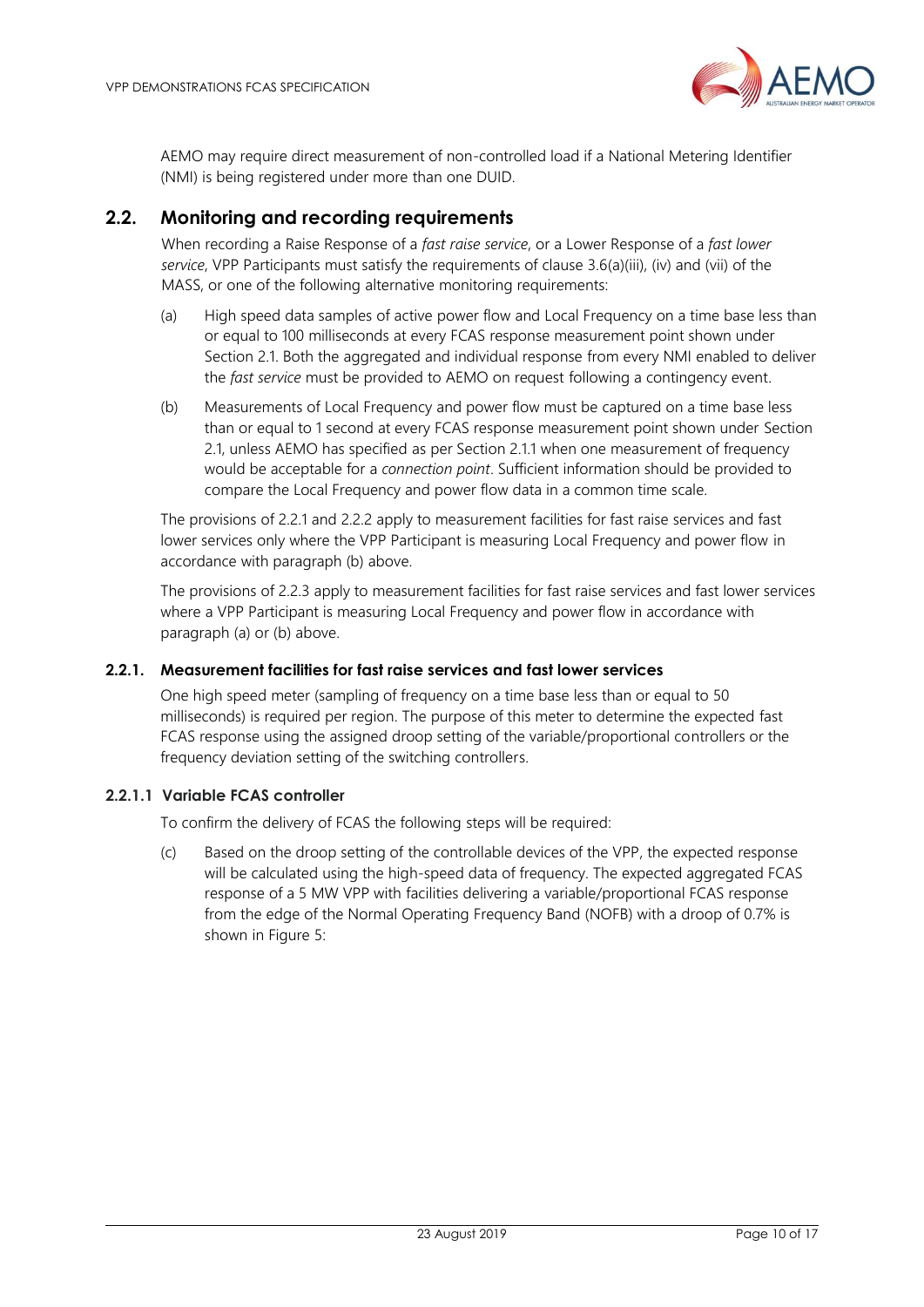AEMO may require direct measurement of non-controlled load if a National Metering Identifier (NMI) is being registered under more than one DUID.

## 2.2. Monitoring and recording requirements

When recording a Raise Response of a *fast raise service*, or a Lower Response of a *fast lower service*, VPP Participants must satisfy the requirements of clause 3.6(a)(iii), (iv) and (vii) of the MASS, or one of the following alternative monitoring requirements:

(a) High speed data samples of active power flow and Local Frequency on a time base less than or equal to 100 milliseconds at every FCAS response measurement point shown under Section 2.1. Both the aggregated and individual response from every NMI enabled to deliver the *fast service* must be provided to AEMO on request following a contingency event.

(b) Measurements of Local Frequency and power flow must be captured on a time base less than or equal to 1 second at every FCAS response measurement point shown under Section 2.1, unless AEMO has specified as per Section 2.1.1 when one measurement of frequency would be acceptable for a *connection point*. Sufficient information should be provided to compare the Local Frequency and power flow data in a common time scale.

The provisions of 2.2.1 and 2.2.2 apply to measurement facilities for fast raise services and fast lower services only where the VPP Participant is measuring Local Frequency and power flow in accordance with paragraph (b) above.

The provisions of 2.2.3 apply to measurement facilities for fast raise services and fast lower services where a VPP Participant is measuring Local Frequency and power flow in accordance with paragraph (a) or (b) above.

### 2.2.1. Measurement facilities for fast raise services and fast lower services

One high speed meter (sampling of frequency on a time base less than or equal to 50 milliseconds) is required per region. The purpose of this meter to determine the expected fast FCAS response using the assigned droop setting of the variable/proportional controllers or the frequency deviation setting of the switching controllers.

#### 2.2.1.1 Variable FCAS controller

To confirm the delivery of FCAS the following steps will be required:

(c) Based on the droop setting of the controllable devices of the VPP, the expected response will be calculated using the high-speed data of frequency. The expected aggregated FCAS response of a 5 MW VPP with facilities delivering a variable/proportional FCAS response from the edge of the Normal Operating Frequency Band (NOFB) with a droop of 0.7% is shown in Figure 5: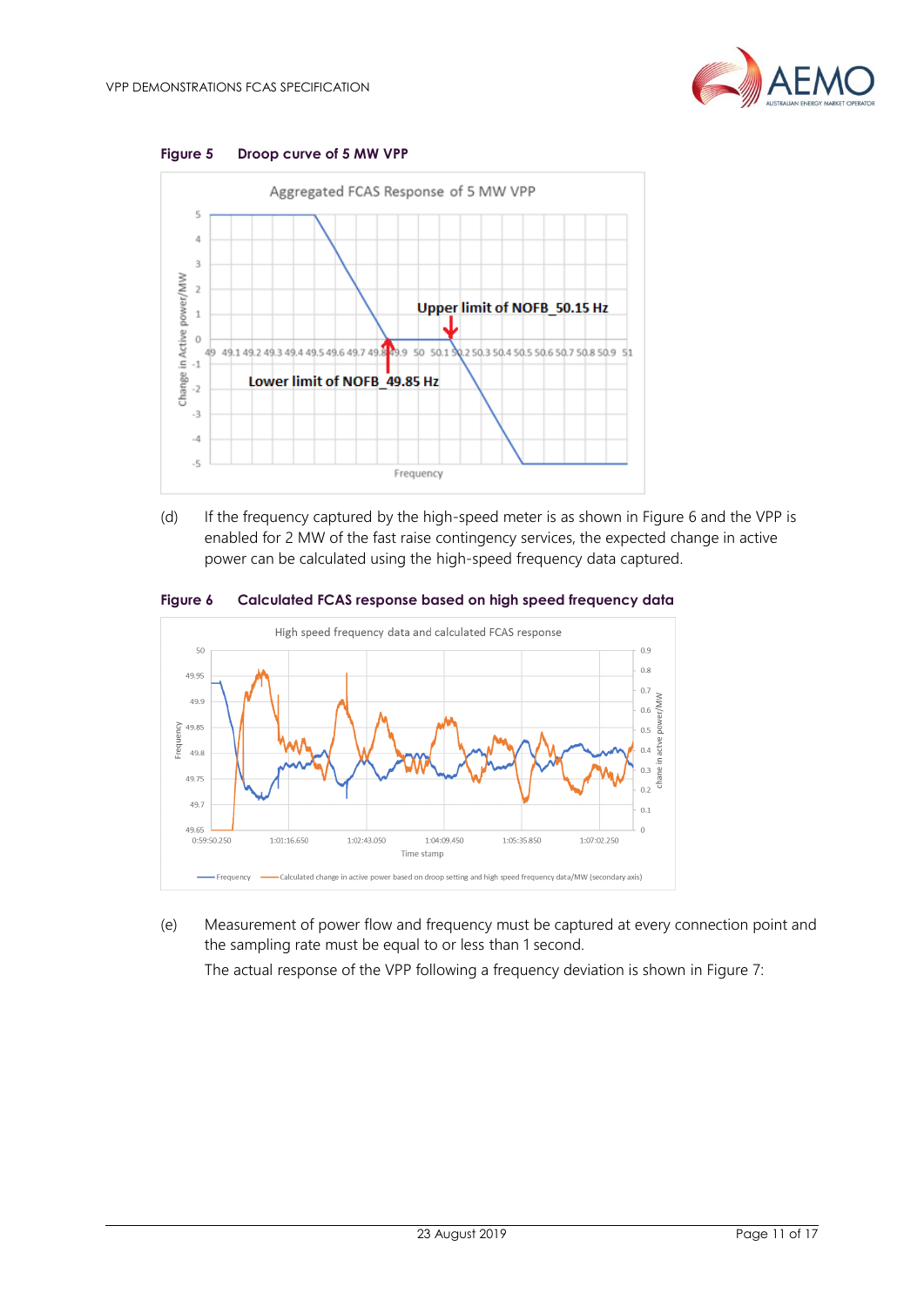**Figure 5 Droop curve of 5 MW VPP**

**Figure 6 Calculated FCAS response based on high speed frequency data**

(d) If the frequency captured by the high-speed meter is as shown in Figure 6 and the VPP is enabled for 2 MW of the fast raise contingency services, the expected change in active power can be calculated using the high-speed frequency data captured.

(e) Measurement of power flow and frequency must be captured at every connection point and the sampling rate must be equal to or less than 1 second.

The actual response of the VPP following a frequency deviation is shown in Figure 7: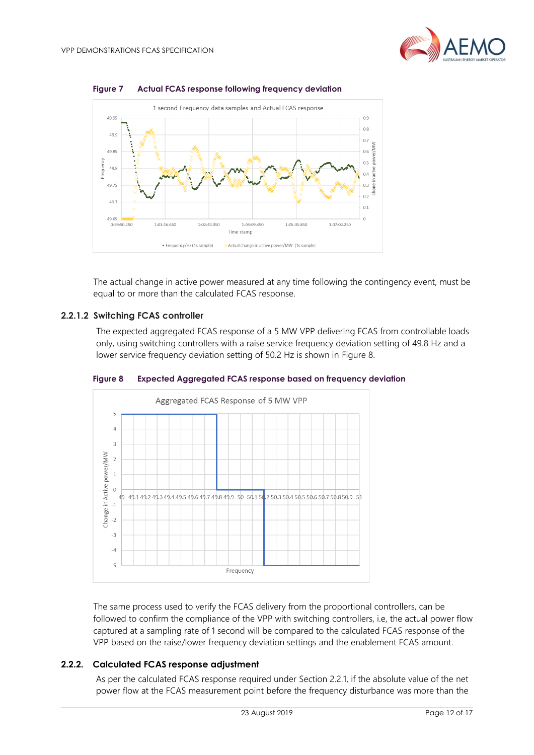**Figure 7 Actual FCAS response following frequency deviation**

The actual change in active power measured at any time following the contingency event, must be equal to or more than the calculated FCAS response.

#### 2.2.1.2 Switching FCAS controller

The expected aggregated FCAS response of a 5 MW VPP delivering FCAS from controllable loads only, using switching controllers with a raise service frequency deviation setting of 49.8 Hz and a lower service frequency deviation setting of 50.2 Hz is shown in Figure 8.

**Figure 8 Expected Aggregated FCAS response based on frequency deviation**

The same process used to verify the FCAS delivery from the proportional controllers, can be followed to confirm the compliance of the VPP with switching controllers, i.e, the actual power flow captured at a sampling rate of 1 second will be compared to the calculated FCAS response of the VPP based on the raise/lower frequency deviation settings and the enablement FCAS amount.

### 2.2.2. Calculated FCAS response adjustment

As per the calculated FCAS response required under Section 2.2.1, if the absolute value of the net power flow at the FCAS measurement point before the frequency disturbance was more than the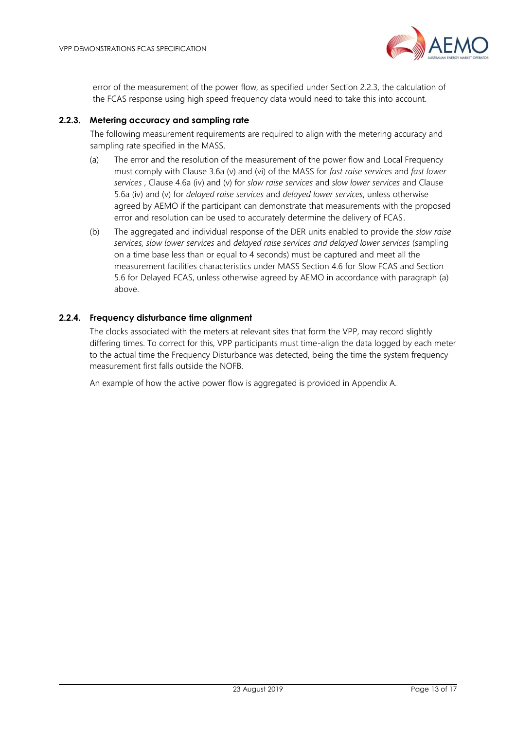error of the measurement of the power flow, as specified under Section 2.2.3, the calculation of the FCAS response using high speed frequency data would need to take this into account.

### 2.2.3. Metering accuracy and sampling rate

The following measurement requirements are required to align with the metering accuracy and sampling rate specified in the MASS.

(a) The error and the resolution of the measurement of the power flow and Local Frequency must comply with Clause 3.6a (v) and (vi) of the MASS for *fast raise services* and *fast lower services* , Clause 4.6a (iv) and (v) for *slow raise services* and *slow lower services* and Clause 5.6a (iv) and (v) for *delayed raise services* and *delayed lower services*, unless otherwise agreed by AEMO if the participant can demonstrate that measurements with the proposed error and resolution can be used to accurately determine the delivery of FCAS.

(b) The aggregated and individual response of the DER units enabled to provide the *slow raise services, slow lower services* and *delayed raise services and delayed lower services* (sampling on a time base less than or equal to 4 seconds) must be captured and meet all the measurement facilities characteristics under MASS Section 4.6 for Slow FCAS and Section 5.6 for Delayed FCAS, unless otherwise agreed by AEMO in accordance with paragraph (a) above.

### 2.2.4. Frequency disturbance time alignment

The clocks associated with the meters at relevant sites that form the VPP, may record slightly differing times. To correct for this, VPP participants must time-align the data logged by each meter to the actual time the Frequency Disturbance was detected, being the time the system frequency measurement first falls outside the NOFB.

An example of how the active power flow is aggregated is provided in Appendix A.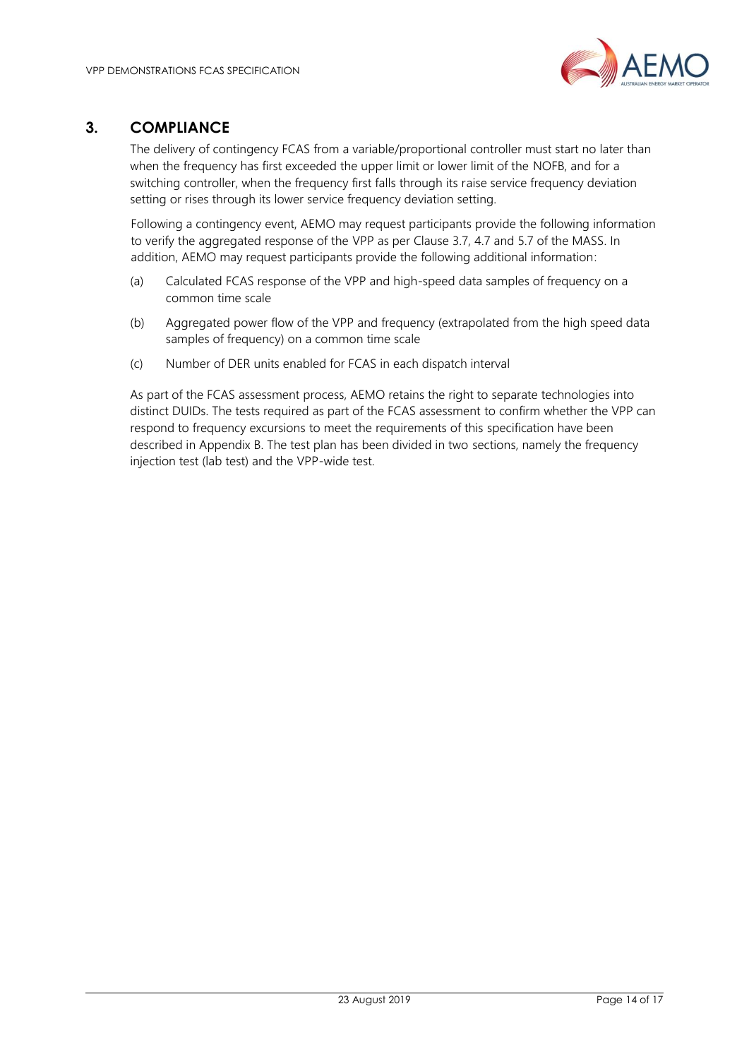## 3. COMPLIANCE

The delivery of contingency FCAS from a variable/proportional controller must start no later than when the frequency has first exceeded the upper limit or lower limit of the NOFB, and for a switching controller, when the frequency first falls through its raise service frequency deviation setting or rises through its lower service frequency deviation setting.

Following a contingency event, AEMO may request participants provide the following information to verify the aggregated response of the VPP as per Clause 3.7, 4.7 and 5.7 of the MASS. In addition, AEMO may request participants provide the following additional information:

(a) Calculated FCAS response of the VPP and high-speed data samples of frequency on a common time scale

(b) Aggregated power flow of the VPP and frequency (extrapolated from the high speed data samples of frequency) on a common time scale

(c) Number of DER units enabled for FCAS in each dispatch interval

As part of the FCAS assessment process, AEMO retains the right to separate technologies into distinct DUIDs. The tests required as part of the FCAS assessment to confirm whether the VPP can respond to frequency excursions to meet the requirements of this specification have been described in Appendix B. The test plan has been divided in two sections, namely the frequency injection test (lab test) and the VPP-wide test.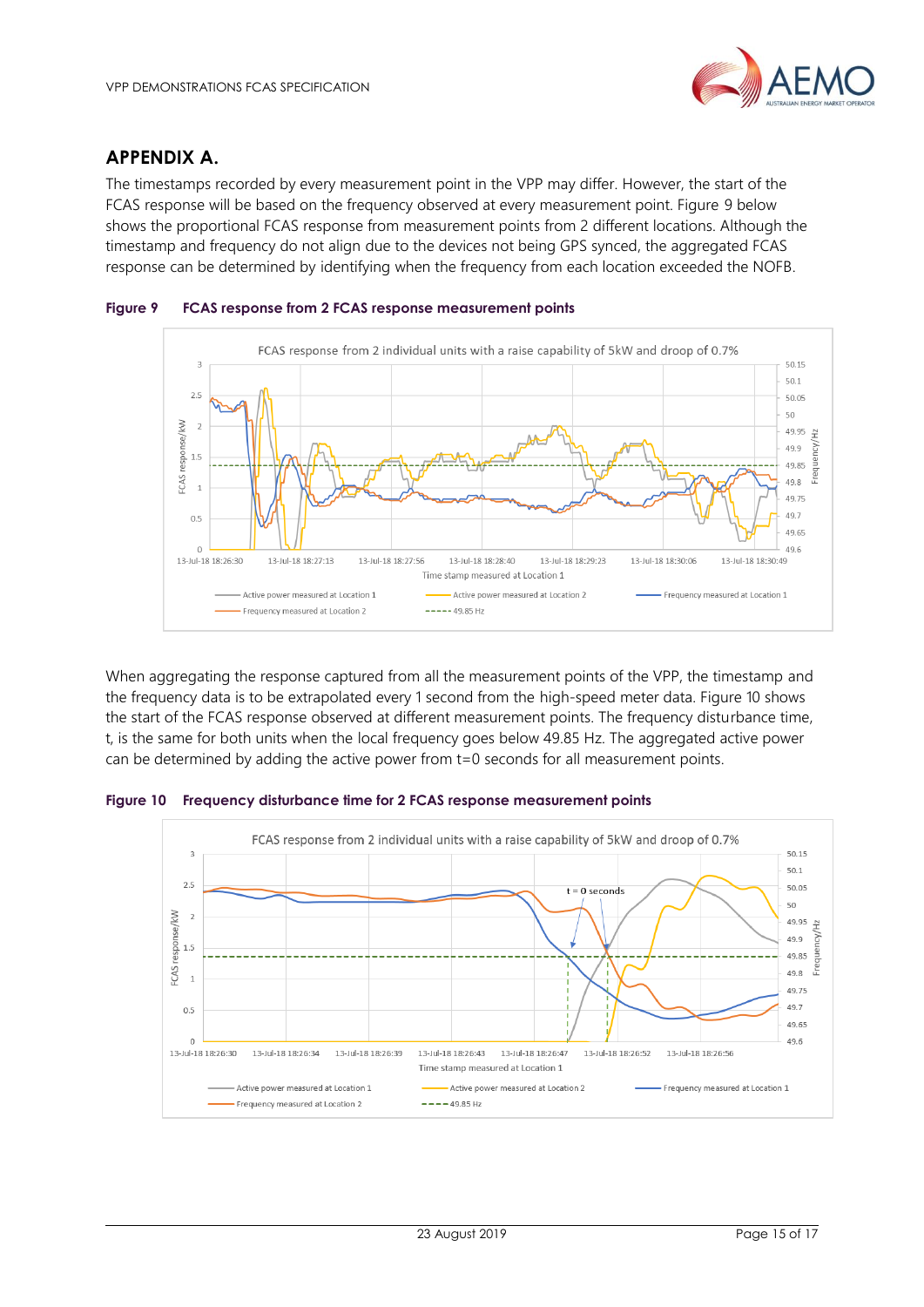## APPENDIX A.

The timestamps recorded by every measurement point in the VPP may differ. However, the start of the FCAS response will be based on the frequency observed at every measurement point. Figure 9 below shows the proportional FCAS response from measurement points from 2 different locations. Although the timestamp and frequency do not align due to the devices not being GPS synced, the aggregated FCAS response can be determined by identifying when the frequency from each location exceeded the NOFB.

**Figure 9 FCAS response from 2 FCAS response measurement points**

When aggregating the response captured from all the measurement points of the VPP, the timestamp and the frequency data is to be extrapolated every 1 second from the high-speed meter data. Figure 10 shows the start of the FCAS response observed at different measurement points. The frequency disturbance time, t, is the same for both units when the local frequency goes below 49.85 Hz. The aggregated active power can be determined by adding the active power from t=0 seconds for all measurement points.

**Figure 10 Frequency disturbance time for 2 FCAS response measurement points**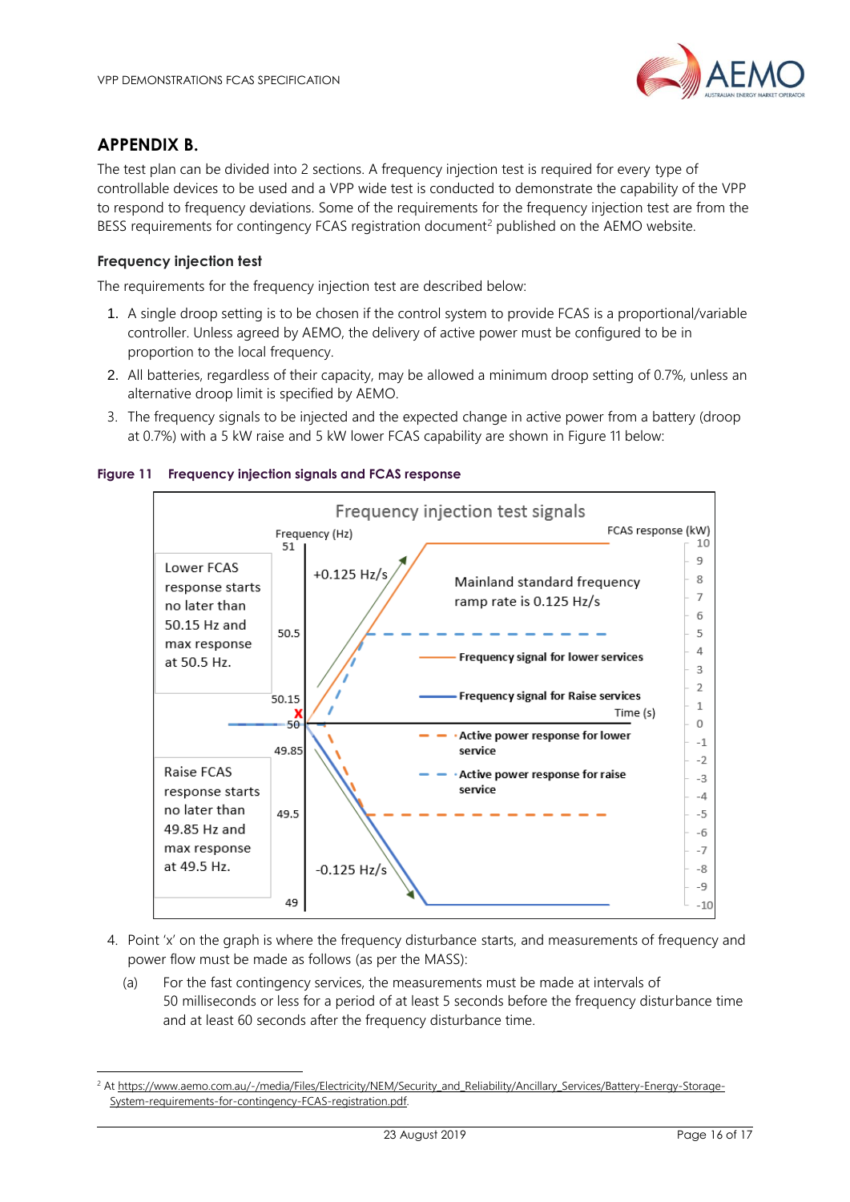# APPENDIX B.

The test plan can be divided into 2 sections. A frequency injection test is required for every type of controllable devices to be used and a VPP wide test is conducted to demonstrate the capability of the VPP to respond to frequency deviations. Some of the requirements for the frequency injection test are from the BESS requirements for contingency FCAS registration document[2] published on the AEMO website.

## Frequency injection test

The requirements for the frequency injection test are described below:

1. A single droop setting is to be chosen if the control system to provide FCAS is a proportional/variable controller. Unless agreed by AEMO, the delivery of active power must be configured to be in proportion to the local frequency.
2. All batteries, regardless of their capacity, may be allowed a minimum droop setting of 0.7%, unless an alternative droop limit is specified by AEMO.
3. The frequency signals to be injected and the expected change in active power from a battery (droop at 0.7%) with a 5 kW raise and 5 kW lower FCAS capability are shown in Figure 11 below:

**Figure 11 Frequency injection signals and FCAS response**

4. Point 'x' on the graph is where the frequency disturbance starts, and measurements of frequency and power flow must be made as follows (as per the MASS):

   (a) For the fast contingency services, the measurements must be made at intervals of 50 milliseconds or less for a period of at least 5 seconds before the frequency disturbance time and at least 60 seconds after the frequency disturbance time.

---

[2] At https://www.aemo.com.au/-/media/Files/Electricity/NEM/Security_and_Reliability/Ancillary_Services/Battery-Energy-Storage-System-requirements-for-contingency-FCAS-registration.pdf.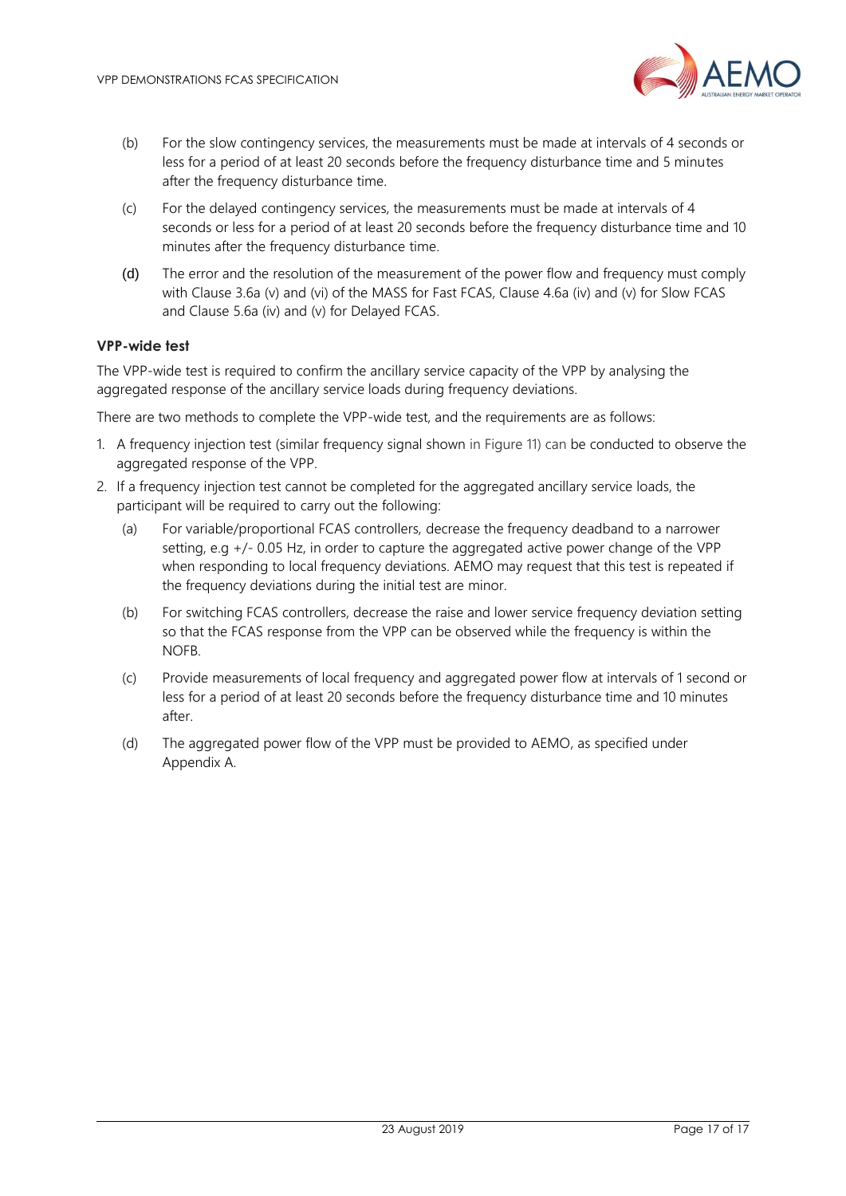(b) For the slow contingency services, the measurements must be made at intervals of 4 seconds or less for a period of at least 20 seconds before the frequency disturbance time and 5 minutes after the frequency disturbance time.

(c) For the delayed contingency services, the measurements must be made at intervals of 4 seconds or less for a period of at least 20 seconds before the frequency disturbance time and 10 minutes after the frequency disturbance time.

(d) The error and the resolution of the measurement of the power flow and frequency must comply with Clause 3.6a (v) and (vi) of the MASS for Fast FCAS, Clause 4.6a (iv) and (v) for Slow FCAS and Clause 5.6a (iv) and (v) for Delayed FCAS.

**VPP-wide test**

The VPP-wide test is required to confirm the ancillary service capacity of the VPP by analysing the aggregated response of the ancillary service loads during frequency deviations.

There are two methods to complete the VPP-wide test, and the requirements are as follows:

1. A frequency injection test (similar frequency signal shown in Figure 11) can be conducted to observe the aggregated response of the VPP.
2. If a frequency injection test cannot be completed for the aggregated ancillary service loads, the participant will be required to carry out the following:
   (a) For variable/proportional FCAS controllers, decrease the frequency deadband to a narrower setting, e.g +/- 0.05 Hz, in order to capture the aggregated active power change of the VPP when responding to local frequency deviations. AEMO may request that this test is repeated if the frequency deviations during the initial test are minor.

   (b) For switching FCAS controllers, decrease the raise and lower service frequency deviation setting so that the FCAS response from the VPP can be observed while the frequency is within the NOFB.

   (c) Provide measurements of local frequency and aggregated power flow at intervals of 1 second or less for a period of at least 20 seconds before the frequency disturbance time and 10 minutes after.

   (d) The aggregated power flow of the VPP must be provided to AEMO, as specified under Appendix A.